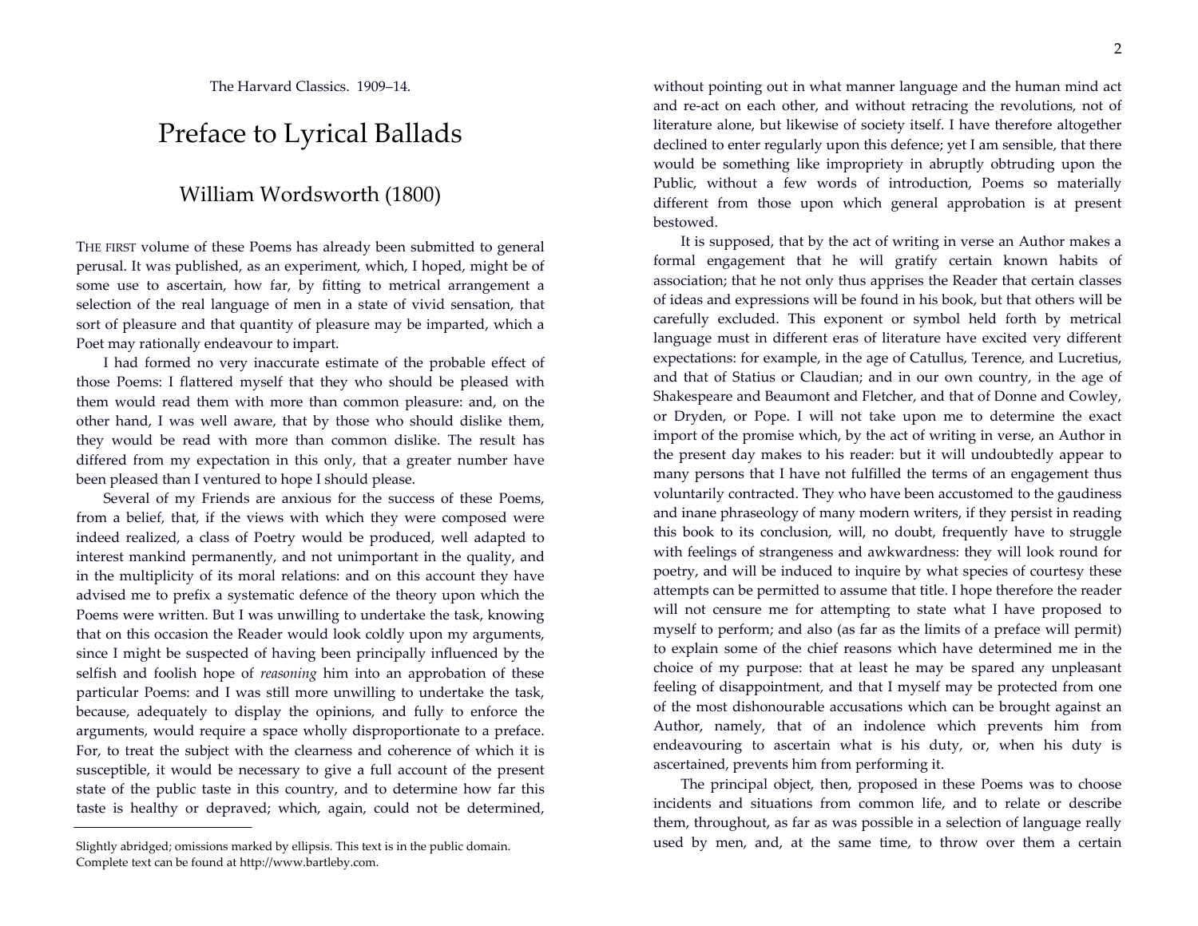The Harvard Classics. 1909–14.

# Preface to Lyrical Ballads

## William Wordsworth (1800)

THE FIRST volume of these Poems has already been submitted to general perusal. It was published, as an experiment, which, I hoped, might be of some use to ascertain, how far, by fitting to metrical arrangement a selection of the real language of men in a state of vivid sensation, that sort of pleasure and that quantity of pleasure may be imparted, which a Poet may rationally endeavour to impart.

I had formed no very inaccurate estimate of the probable effect of those Poems: I flattered myself that they who should be pleased with them would read them with more than common pleasure: and, on the other hand, I was well aware, that by those who should dislike them, they would be read with more than common dislike. The result has differed from my expectation in this only, that a greater number have been pleased than I ventured to hope I should please.

Several of my Friends are anxious for the success of these Poems, from a belief, that, if the views with which they were composed were indeed realized, a class of Poetry would be produced, well adapted to interest mankind permanently, and not unimportant in the quality, and in the multiplicity of its moral relations: and on this account they have advised me to prefix a systematic defence of the theory upon which the Poems were written. But I was unwilling to undertake the task, knowing that on this occasion the Reader would look coldly upon my arguments, since I might be suspected of having been principally influenced by the selfish and foolish hope of *reasoning* him into an approbation of these particular Poems: and I was still more unwilling to undertake the task, because, adequately to display the opinions, and fully to enforce the arguments, would require a space wholly disproportionate to a preface. For, to treat the subject with the clearness and coherence of which it is susceptible, it would be necessary to give a full account of the present state of the public taste in this country, and to determine how far this taste is healthy or depraved; which, again, could not be determined, without pointing out in what manner language and the human mind act and re-act on each other, and without retracing the revolutions, not of literature alone, but likewise of society itself. I have therefore altogether declined to enter regularly upon this defence; yet I am sensible, that there would be something like impropriety in abruptly obtruding upon the Public, without a few words of introduction, Poems so materially different from those upon which general approbation is at present bestowed.

It is supposed, that by the act of writing in verse an Author makes a formal engagement that he will gratify certain known habits of association; that he not only thus apprises the Reader that certain classes of ideas and expressions will be found in his book, but that others will be carefully excluded. This exponent or symbol held forth by metrical language must in different eras of literature have excited very different expectations: for example, in the age of Catullus, Terence, and Lucretius, and that of Statius or Claudian; and in our own country, in the age of Shakespeare and Beaumont and Fletcher, and that of Donne and Cowley, or Dryden, or Pope. I will not take upon me to determine the exact import of the promise which, by the act of writing in verse, an Author in the present day makes to his reader: but it will undoubtedly appear to many persons that I have not fulfilled the terms of an engagement thus voluntarily contracted. They who have been accustomed to the gaudiness and inane phraseology of many modern writers, if they persist in reading this book to its conclusion, will, no doubt, frequently have to struggle with feelings of strangeness and awkwardness: they will look round for poetry, and will be induced to inquire by what species of courtesy these attempts can be permitted to assume that title. I hope therefore the reader will not censure me for attempting to state what I have proposed to myself to perform; and also (as far as the limits of a preface will permit) to explain some of the chief reasons which have determined me in the choice of my purpose: that at least he may be spared any unpleasant feeling of disappointment, and that I myself may be protected from one of the most dishonourable accusations which can be brought against an Author, namely, that of an indolence which prevents him from endeavouring to ascertain what is his duty, or, when his duty is ascertained, prevents him from performing it.

The principal object, then, proposed in these Poems was to choose incidents and situations from common life, and to relate or describe them, throughout, as far as was possible in a selection of language really used by men, and, at the same time, to throw over them a certain

---

Slightly abridged; omissions marked by ellipsis. This text is in the public domain. Complete text can be found at http://www.bartleby.com.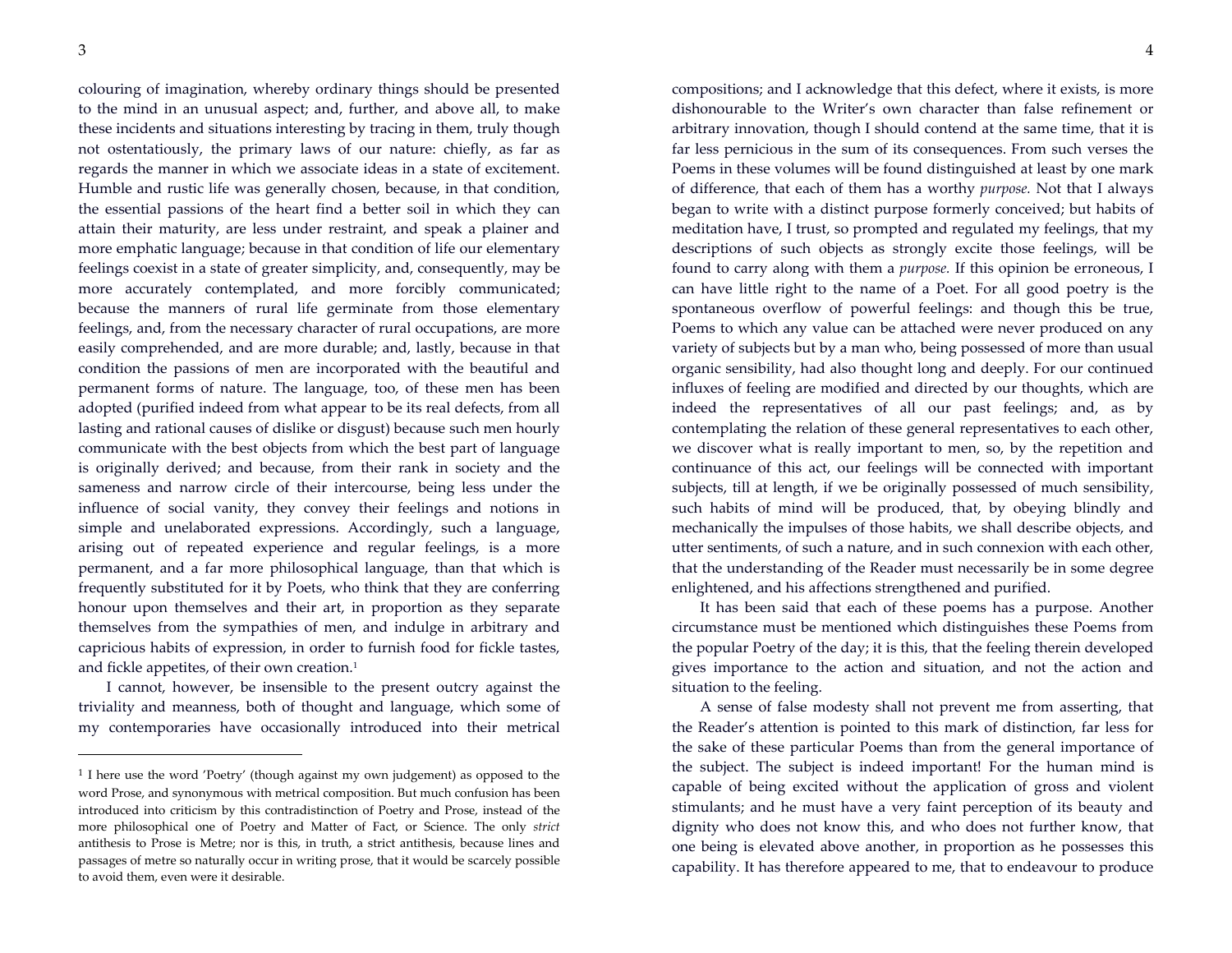colouring of imagination, whereby ordinary things should be presented to the mind in an unusual aspect; and, further, and above all, to make these incidents and situations interesting by tracing in them, truly though not ostentatiously, the primary laws of our nature: chiefly, as far as regards the manner in which we associate ideas in a state of excitement. Humble and rustic life was generally chosen, because, in that condition, the essential passions of the heart find a better soil in which they can attain their maturity, are less under restraint, and speak a plainer and more emphatic language; because in that condition of life our elementary feelings coexist in a state of greater simplicity, and, consequently, may be more accurately contemplated, and more forcibly communicated; because the manners of rural life germinate from those elementary feelings, and, from the necessary character of rural occupations, are more easily comprehended, and are more durable; and, lastly, because in that condition the passions of men are incorporated with the beautiful and permanent forms of nature. The language, too, of these men has been adopted (purified indeed from what appear to be its real defects, from all lasting and rational causes of dislike or disgust) because such men hourly communicate with the best objects from which the best part of language is originally derived; and because, from their rank in society and the sameness and narrow circle of their intercourse, being less under the influence of social vanity, they convey their feelings and notions in simple and unelaborated expressions. Accordingly, such a language, arising out of repeated experience and regular feelings, is a more permanent, and a far more philosophical language, than that which is frequently substituted for it by Poets, who think that they are conferring honour upon themselves and their art, in proportion as they separate themselves from the sympathies of men, and indulge in arbitrary and capricious habits of expression, in order to furnish food for fickle tastes, and fickle appetites, of their own creation.[1]

I cannot, however, be insensible to the present outcry against the triviality and meanness, both of thought and language, which some of my contemporaries have occasionally introduced into their metrical compositions; and I acknowledge that this defect, where it exists, is more dishonourable to the Writer's own character than false refinement or arbitrary innovation, though I should contend at the same time, that it is far less pernicious in the sum of its consequences. From such verses the Poems in these volumes will be found distinguished at least by one mark of difference, that each of them has a worthy *purpose.* Not that I always began to write with a distinct purpose formerly conceived; but habits of meditation have, I trust, so prompted and regulated my feelings, that my descriptions of such objects as strongly excite those feelings, will be found to carry along with them a *purpose.* If this opinion be erroneous, I can have little right to the name of a Poet. For all good poetry is the spontaneous overflow of powerful feelings: and though this be true, Poems to which any value can be attached were never produced on any variety of subjects but by a man who, being possessed of more than usual organic sensibility, had also thought long and deeply. For our continued influxes of feeling are modified and directed by our thoughts, which are indeed the representatives of all our past feelings; and, as by contemplating the relation of these general representatives to each other, we discover what is really important to men, so, by the repetition and continuance of this act, our feelings will be connected with important subjects, till at length, if we be originally possessed of much sensibility, such habits of mind will be produced, that, by obeying blindly and mechanically the impulses of those habits, we shall describe objects, and utter sentiments, of such a nature, and in such connexion with each other, that the understanding of the Reader must necessarily be in some degree enlightened, and his affections strengthened and purified.

It has been said that each of these poems has a purpose. Another circumstance must be mentioned which distinguishes these Poems from the popular Poetry of the day; it is this, that the feeling therein developed gives importance to the action and situation, and not the action and situation to the feeling.

A sense of false modesty shall not prevent me from asserting, that the Reader's attention is pointed to this mark of distinction, far less for the sake of these particular Poems than from the general importance of the subject. The subject is indeed important! For the human mind is capable of being excited without the application of gross and violent stimulants; and he must have a very faint perception of its beauty and dignity who does not know this, and who does not further know, that one being is elevated above another, in proportion as he possesses this capability. It has therefore appeared to me, that to endeavour to produce

---

[1] I here use the word 'Poetry' (though against my own judgement) as opposed to the word Prose, and synonymous with metrical composition. But much confusion has been introduced into criticism by this contradistinction of Poetry and Prose, instead of the more philosophical one of Poetry and Matter of Fact, or Science. The only *strict* antithesis to Prose is Metre; nor is this, in truth, a strict antithesis, because lines and passages of metre so naturally occur in writing prose, that it would be scarcely possible to avoid them, even were it desirable.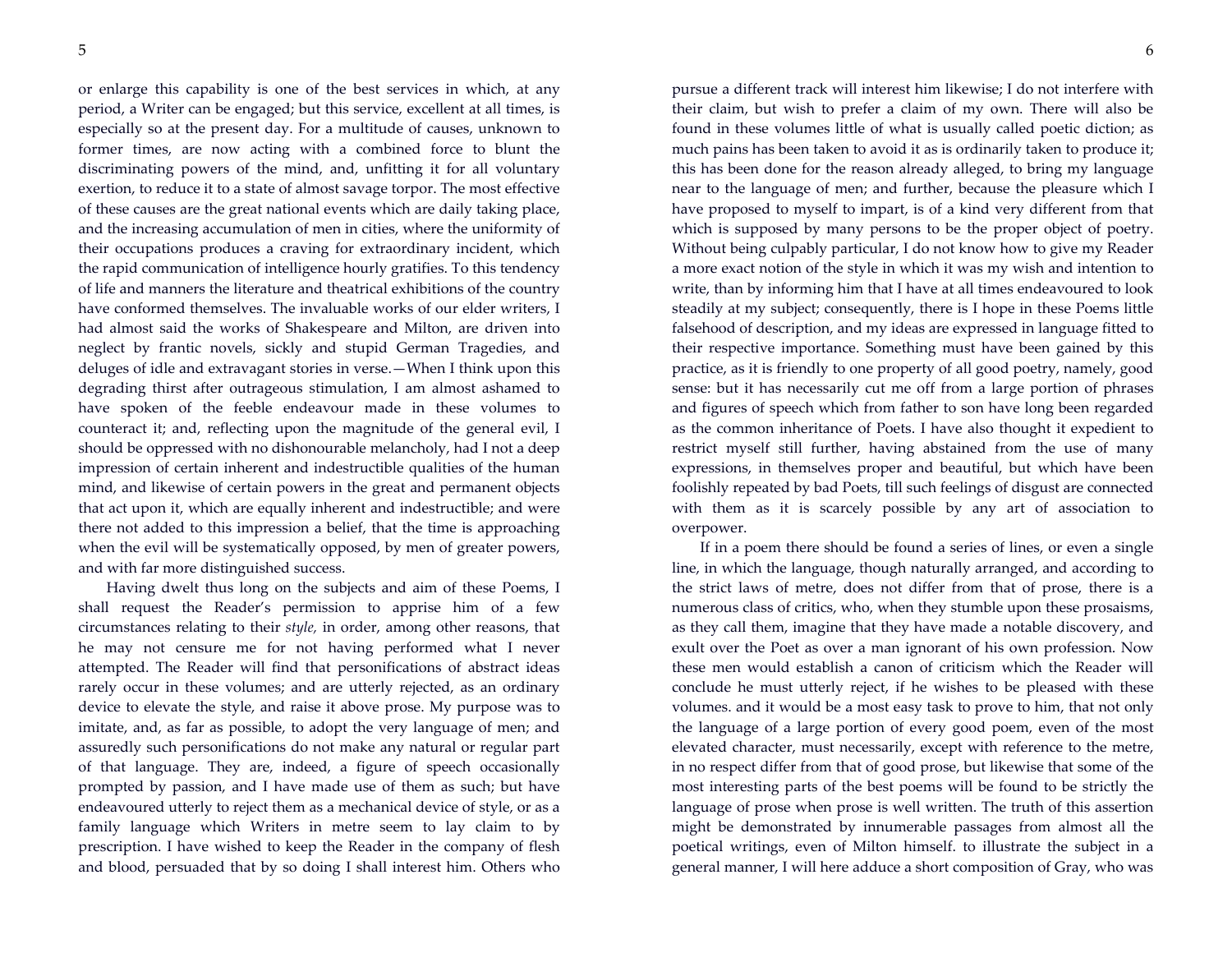or enlarge this capability is one of the best services in which, at any period, a Writer can be engaged; but this service, excellent at all times, is especially so at the present day. For a multitude of causes, unknown to former times, are now acting with a combined force to blunt the discriminating powers of the mind, and, unfitting it for all voluntary exertion, to reduce it to a state of almost savage torpor. The most effective of these causes are the great national events which are daily taking place, and the increasing accumulation of men in cities, where the uniformity of their occupations produces a craving for extraordinary incident, which the rapid communication of intelligence hourly gratifies. To this tendency of life and manners the literature and theatrical exhibitions of the country have conformed themselves. The invaluable works of our elder writers, I had almost said the works of Shakespeare and Milton, are driven into neglect by frantic novels, sickly and stupid German Tragedies, and deluges of idle and extravagant stories in verse.—When I think upon this degrading thirst after outrageous stimulation, I am almost ashamed to have spoken of the feeble endeavour made in these volumes to counteract it; and, reflecting upon the magnitude of the general evil, I should be oppressed with no dishonourable melancholy, had I not a deep impression of certain inherent and indestructible qualities of the human mind, and likewise of certain powers in the great and permanent objects that act upon it, which are equally inherent and indestructible; and were there not added to this impression a belief, that the time is approaching when the evil will be systematically opposed, by men of greater powers, and with far more distinguished success.

Having dwelt thus long on the subjects and aim of these Poems, I shall request the Reader's permission to apprise him of a few circumstances relating to their *style,* in order, among other reasons, that he may not censure me for not having performed what I never attempted. The Reader will find that personifications of abstract ideas rarely occur in these volumes; and are utterly rejected, as an ordinary device to elevate the style, and raise it above prose. My purpose was to imitate, and, as far as possible, to adopt the very language of men; and assuredly such personifications do not make any natural or regular part of that language. They are, indeed, a figure of speech occasionally prompted by passion, and I have made use of them as such; but have endeavoured utterly to reject them as a mechanical device of style, or as a family language which Writers in metre seem to lay claim to by prescription. I have wished to keep the Reader in the company of flesh and blood, persuaded that by so doing I shall interest him. Others who pursue a different track will interest him likewise; I do not interfere with their claim, but wish to prefer a claim of my own. There will also be found in these volumes little of what is usually called poetic diction; as much pains has been taken to avoid it as is ordinarily taken to produce it; this has been done for the reason already alleged, to bring my language near to the language of men; and further, because the pleasure which I have proposed to myself to impart, is of a kind very different from that which is supposed by many persons to be the proper object of poetry. Without being culpably particular, I do not know how to give my Reader a more exact notion of the style in which it was my wish and intention to write, than by informing him that I have at all times endeavoured to look steadily at my subject; consequently, there is I hope in these Poems little falsehood of description, and my ideas are expressed in language fitted to their respective importance. Something must have been gained by this practice, as it is friendly to one property of all good poetry, namely, good sense: but it has necessarily cut me off from a large portion of phrases and figures of speech which from father to son have long been regarded as the common inheritance of Poets. I have also thought it expedient to restrict myself still further, having abstained from the use of many expressions, in themselves proper and beautiful, but which have been foolishly repeated by bad Poets, till such feelings of disgust are connected with them as it is scarcely possible by any art of association to overpower.

If in a poem there should be found a series of lines, or even a single line, in which the language, though naturally arranged, and according to the strict laws of metre, does not differ from that of prose, there is a numerous class of critics, who, when they stumble upon these prosaisms, as they call them, imagine that they have made a notable discovery, and exult over the Poet as over a man ignorant of his own profession. Now these men would establish a canon of criticism which the Reader will conclude he must utterly reject, if he wishes to be pleased with these volumes. and it would be a most easy task to prove to him, that not only the language of a large portion of every good poem, even of the most elevated character, must necessarily, except with reference to the metre, in no respect differ from that of good prose, but likewise that some of the most interesting parts of the best poems will be found to be strictly the language of prose when prose is well written. The truth of this assertion might be demonstrated by innumerable passages from almost all the poetical writings, even of Milton himself. to illustrate the subject in a general manner, I will here adduce a short composition of Gray, who was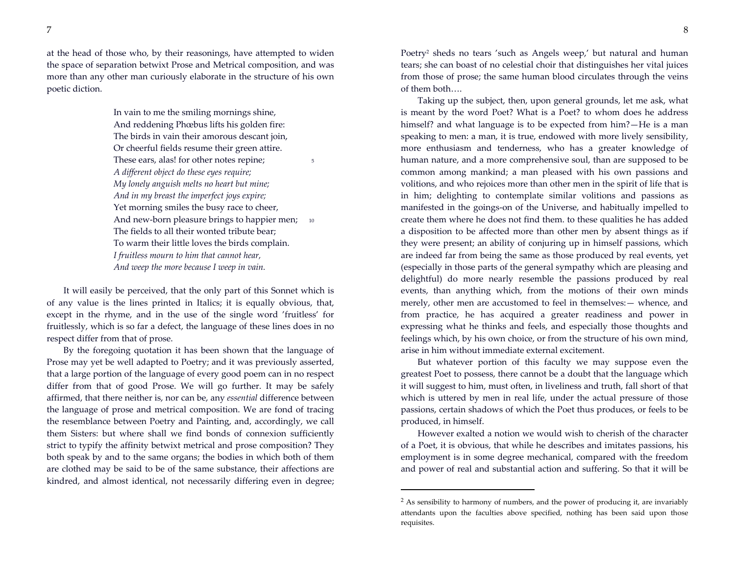at the head of those who, by their reasonings, have attempted to widen the space of separation betwixt Prose and Metrical composition, and was more than any other man curiously elaborate in the structure of his own poetic diction.

> In vain to me the smiling mornings shine,  
> And reddening Phœbus lifts his golden fire:  
> The birds in vain their amorous descant join,  
> Or cheerful fields resume their green attire.  
> These ears, alas! for other notes repine; 5  
> *A different object do these eyes require;*  
> *My lonely anguish melts no heart but mine;*  
> *And in my breast the imperfect joys expire;*  
> Yet morning smiles the busy race to cheer,  
> And new-born pleasure brings to happier men; 10  
> The fields to all their wonted tribute bear;  
> To warm their little loves the birds complain.  
> *I fruitless mourn to him that cannot hear,*  
> *And weep the more because I weep in vain.*

It will easily be perceived, that the only part of this Sonnet which is of any value is the lines printed in Italics; it is equally obvious, that, except in the rhyme, and in the use of the single word 'fruitless' for fruitlessly, which is so far a defect, the language of these lines does in no respect differ from that of prose.

By the foregoing quotation it has been shown that the language of Prose may yet be well adapted to Poetry; and it was previously asserted, that a large portion of the language of every good poem can in no respect differ from that of good Prose. We will go further. It may be safely affirmed, that there neither is, nor can be, any *essential* difference between the language of prose and metrical composition. We are fond of tracing the resemblance between Poetry and Painting, and, accordingly, we call them Sisters: but where shall we find bonds of connexion sufficiently strict to typify the affinity betwixt metrical and prose composition? They both speak by and to the same organs; the bodies in which both of them are clothed may be said to be of the same substance, their affections are kindred, and almost identical, not necessarily differing even in degree; Poetry[2] sheds no tears 'such as Angels weep,' but natural and human tears; she can boast of no celestial choir that distinguishes her vital juices from those of prose; the same human blood circulates through the veins of them both….

Taking up the subject, then, upon general grounds, let me ask, what is meant by the word Poet? What is a Poet? to whom does he address himself? and what language is to be expected from him?—He is a man speaking to men: a man, it is true, endowed with more lively sensibility, more enthusiasm and tenderness, who has a greater knowledge of human nature, and a more comprehensive soul, than are supposed to be common among mankind; a man pleased with his own passions and volitions, and who rejoices more than other men in the spirit of life that is in him; delighting to contemplate similar volitions and passions as manifested in the goings-on of the Universe, and habitually impelled to create them where he does not find them. to these qualities he has added a disposition to be affected more than other men by absent things as if they were present; an ability of conjuring up in himself passions, which are indeed far from being the same as those produced by real events, yet (especially in those parts of the general sympathy which are pleasing and delightful) do more nearly resemble the passions produced by real events, than anything which, from the motions of their own minds merely, other men are accustomed to feel in themselves:— whence, and from practice, he has acquired a greater readiness and power in expressing what he thinks and feels, and especially those thoughts and feelings which, by his own choice, or from the structure of his own mind, arise in him without immediate external excitement.

But whatever portion of this faculty we may suppose even the greatest Poet to possess, there cannot be a doubt that the language which it will suggest to him, must often, in liveliness and truth, fall short of that which is uttered by men in real life, under the actual pressure of those passions, certain shadows of which the Poet thus produces, or feels to be produced, in himself.

However exalted a notion we would wish to cherish of the character of a Poet, it is obvious, that while he describes and imitates passions, his employment is in some degree mechanical, compared with the freedom and power of real and substantial action and suffering. So that it will be

---

[2] As sensibility to harmony of numbers, and the power of producing it, are invariably attendants upon the faculties above specified, nothing has been said upon those requisites.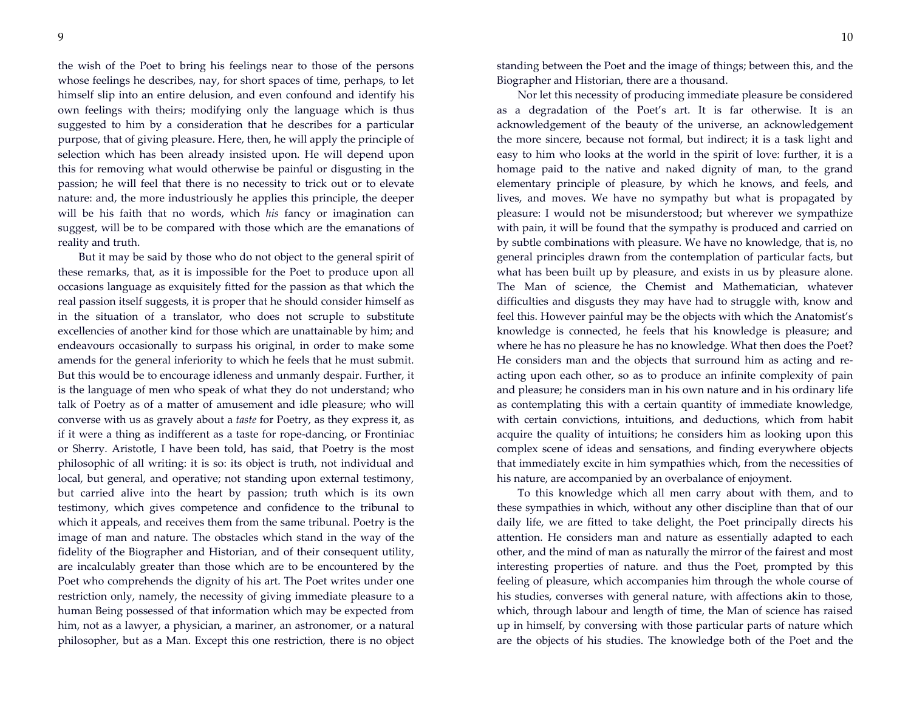the wish of the Poet to bring his feelings near to those of the persons whose feelings he describes, nay, for short spaces of time, perhaps, to let himself slip into an entire delusion, and even confound and identify his own feelings with theirs; modifying only the language which is thus suggested to him by a consideration that he describes for a particular purpose, that of giving pleasure. Here, then, he will apply the principle of selection which has been already insisted upon. He will depend upon this for removing what would otherwise be painful or disgusting in the passion; he will feel that there is no necessity to trick out or to elevate nature: and, the more industriously he applies this principle, the deeper will be his faith that no words, which *his* fancy or imagination can suggest, will be to be compared with those which are the emanations of reality and truth.

But it may be said by those who do not object to the general spirit of these remarks, that, as it is impossible for the Poet to produce upon all occasions language as exquisitely fitted for the passion as that which the real passion itself suggests, it is proper that he should consider himself as in the situation of a translator, who does not scruple to substitute excellencies of another kind for those which are unattainable by him; and endeavours occasionally to surpass his original, in order to make some amends for the general inferiority to which he feels that he must submit. But this would be to encourage idleness and unmanly despair. Further, it is the language of men who speak of what they do not understand; who talk of Poetry as of a matter of amusement and idle pleasure; who will converse with us as gravely about a *taste* for Poetry, as they express it, as if it were a thing as indifferent as a taste for rope-dancing, or Frontiniac or Sherry. Aristotle, I have been told, has said, that Poetry is the most philosophic of all writing: it is so: its object is truth, not individual and local, but general, and operative; not standing upon external testimony, but carried alive into the heart by passion; truth which is its own testimony, which gives competence and confidence to the tribunal to which it appeals, and receives them from the same tribunal. Poetry is the image of man and nature. The obstacles which stand in the way of the fidelity of the Biographer and Historian, and of their consequent utility, are incalculably greater than those which are to be encountered by the Poet who comprehends the dignity of his art. The Poet writes under one restriction only, namely, the necessity of giving immediate pleasure to a human Being possessed of that information which may be expected from him, not as a lawyer, a physician, a mariner, an astronomer, or a natural philosopher, but as a Man. Except this one restriction, there is no object standing between the Poet and the image of things; between this, and the Biographer and Historian, there are a thousand.

Nor let this necessity of producing immediate pleasure be considered as a degradation of the Poet's art. It is far otherwise. It is an acknowledgement of the beauty of the universe, an acknowledgement the more sincere, because not formal, but indirect; it is a task light and easy to him who looks at the world in the spirit of love: further, it is a homage paid to the native and naked dignity of man, to the grand elementary principle of pleasure, by which he knows, and feels, and lives, and moves. We have no sympathy but what is propagated by pleasure: I would not be misunderstood; but wherever we sympathize with pain, it will be found that the sympathy is produced and carried on by subtle combinations with pleasure. We have no knowledge, that is, no general principles drawn from the contemplation of particular facts, but what has been built up by pleasure, and exists in us by pleasure alone. The Man of science, the Chemist and Mathematician, whatever difficulties and disgusts they may have had to struggle with, know and feel this. However painful may be the objects with which the Anatomist's knowledge is connected, he feels that his knowledge is pleasure; and where he has no pleasure he has no knowledge. What then does the Poet? He considers man and the objects that surround him as acting and re-acting upon each other, so as to produce an infinite complexity of pain and pleasure; he considers man in his own nature and in his ordinary life as contemplating this with a certain quantity of immediate knowledge, with certain convictions, intuitions, and deductions, which from habit acquire the quality of intuitions; he considers him as looking upon this complex scene of ideas and sensations, and finding everywhere objects that immediately excite in him sympathies which, from the necessities of his nature, are accompanied by an overbalance of enjoyment.

To this knowledge which all men carry about with them, and to these sympathies in which, without any other discipline than that of our daily life, we are fitted to take delight, the Poet principally directs his attention. He considers man and nature as essentially adapted to each other, and the mind of man as naturally the mirror of the fairest and most interesting properties of nature. and thus the Poet, prompted by this feeling of pleasure, which accompanies him through the whole course of his studies, converses with general nature, with affections akin to those, which, through labour and length of time, the Man of science has raised up in himself, by conversing with those particular parts of nature which are the objects of his studies. The knowledge both of the Poet and the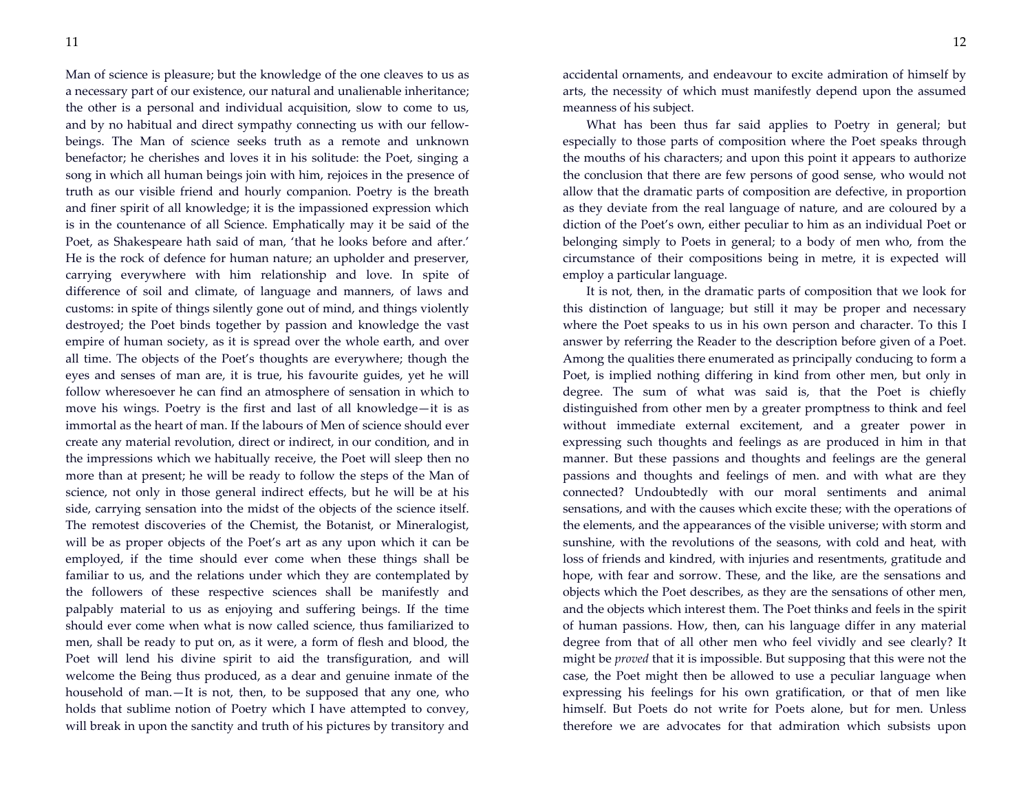Man of science is pleasure; but the knowledge of the one cleaves to us as a necessary part of our existence, our natural and unalienable inheritance; the other is a personal and individual acquisition, slow to come to us, and by no habitual and direct sympathy connecting us with our fellow-beings. The Man of science seeks truth as a remote and unknown benefactor; he cherishes and loves it in his solitude: the Poet, singing a song in which all human beings join with him, rejoices in the presence of truth as our visible friend and hourly companion. Poetry is the breath and finer spirit of all knowledge; it is the impassioned expression which is in the countenance of all Science. Emphatically may it be said of the Poet, as Shakespeare hath said of man, 'that he looks before and after.' He is the rock of defence for human nature; an upholder and preserver, carrying everywhere with him relationship and love. In spite of difference of soil and climate, of language and manners, of laws and customs: in spite of things silently gone out of mind, and things violently destroyed; the Poet binds together by passion and knowledge the vast empire of human society, as it is spread over the whole earth, and over all time. The objects of the Poet's thoughts are everywhere; though the eyes and senses of man are, it is true, his favourite guides, yet he will follow wheresoever he can find an atmosphere of sensation in which to move his wings. Poetry is the first and last of all knowledge—it is as immortal as the heart of man. If the labours of Men of science should ever create any material revolution, direct or indirect, in our condition, and in the impressions which we habitually receive, the Poet will sleep then no more than at present; he will be ready to follow the steps of the Man of science, not only in those general indirect effects, but he will be at his side, carrying sensation into the midst of the objects of the science itself. The remotest discoveries of the Chemist, the Botanist, or Mineralogist, will be as proper objects of the Poet's art as any upon which it can be employed, if the time should ever come when these things shall be familiar to us, and the relations under which they are contemplated by the followers of these respective sciences shall be manifestly and palpably material to us as enjoying and suffering beings. If the time should ever come when what is now called science, thus familiarized to men, shall be ready to put on, as it were, a form of flesh and blood, the Poet will lend his divine spirit to aid the transfiguration, and will welcome the Being thus produced, as a dear and genuine inmate of the household of man.—It is not, then, to be supposed that any one, who holds that sublime notion of Poetry which I have attempted to convey, will break in upon the sanctity and truth of his pictures by transitory and accidental ornaments, and endeavour to excite admiration of himself by arts, the necessity of which must manifestly depend upon the assumed meanness of his subject.

What has been thus far said applies to Poetry in general; but especially to those parts of composition where the Poet speaks through the mouths of his characters; and upon this point it appears to authorize the conclusion that there are few persons of good sense, who would not allow that the dramatic parts of composition are defective, in proportion as they deviate from the real language of nature, and are coloured by a diction of the Poet's own, either peculiar to him as an individual Poet or belonging simply to Poets in general; to a body of men who, from the circumstance of their compositions being in metre, it is expected will employ a particular language.

It is not, then, in the dramatic parts of composition that we look for this distinction of language; but still it may be proper and necessary where the Poet speaks to us in his own person and character. To this I answer by referring the Reader to the description before given of a Poet. Among the qualities there enumerated as principally conducing to form a Poet, is implied nothing differing in kind from other men, but only in degree. The sum of what was said is, that the Poet is chiefly distinguished from other men by a greater promptness to think and feel without immediate external excitement, and a greater power in expressing such thoughts and feelings as are produced in him in that manner. But these passions and thoughts and feelings are the general passions and thoughts and feelings of men. and with what are they connected? Undoubtedly with our moral sentiments and animal sensations, and with the causes which excite these; with the operations of the elements, and the appearances of the visible universe; with storm and sunshine, with the revolutions of the seasons, with cold and heat, with loss of friends and kindred, with injuries and resentments, gratitude and hope, with fear and sorrow. These, and the like, are the sensations and objects which the Poet describes, as they are the sensations of other men, and the objects which interest them. The Poet thinks and feels in the spirit of human passions. How, then, can his language differ in any material degree from that of all other men who feel vividly and see clearly? It might be *proved* that it is impossible. But supposing that this were not the case, the Poet might then be allowed to use a peculiar language when expressing his feelings for his own gratification, or that of men like himself. But Poets do not write for Poets alone, but for men. Unless therefore we are advocates for that admiration which subsists upon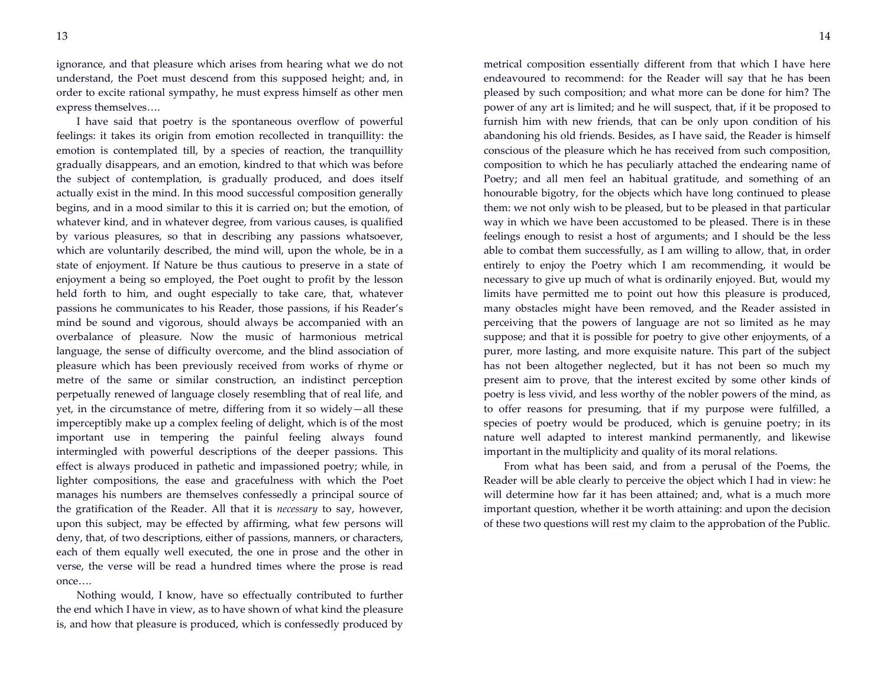ignorance, and that pleasure which arises from hearing what we do not understand, the Poet must descend from this supposed height; and, in order to excite rational sympathy, he must express himself as other men express themselves….

I have said that poetry is the spontaneous overflow of powerful feelings: it takes its origin from emotion recollected in tranquillity: the emotion is contemplated till, by a species of reaction, the tranquillity gradually disappears, and an emotion, kindred to that which was before the subject of contemplation, is gradually produced, and does itself actually exist in the mind. In this mood successful composition generally begins, and in a mood similar to this it is carried on; but the emotion, of whatever kind, and in whatever degree, from various causes, is qualified by various pleasures, so that in describing any passions whatsoever, which are voluntarily described, the mind will, upon the whole, be in a state of enjoyment. If Nature be thus cautious to preserve in a state of enjoyment a being so employed, the Poet ought to profit by the lesson held forth to him, and ought especially to take care, that, whatever passions he communicates to his Reader, those passions, if his Reader's mind be sound and vigorous, should always be accompanied with an overbalance of pleasure. Now the music of harmonious metrical language, the sense of difficulty overcome, and the blind association of pleasure which has been previously received from works of rhyme or metre of the same or similar construction, an indistinct perception perpetually renewed of language closely resembling that of real life, and yet, in the circumstance of metre, differing from it so widely—all these imperceptibly make up a complex feeling of delight, which is of the most important use in tempering the painful feeling always found intermingled with powerful descriptions of the deeper passions. This effect is always produced in pathetic and impassioned poetry; while, in lighter compositions, the ease and gracefulness with which the Poet manages his numbers are themselves confessedly a principal source of the gratification of the Reader. All that it is *necessary* to say, however, upon this subject, may be effected by affirming, what few persons will deny, that, of two descriptions, either of passions, manners, or characters, each of them equally well executed, the one in prose and the other in verse, the verse will be read a hundred times where the prose is read once….

Nothing would, I know, have so effectually contributed to further the end which I have in view, as to have shown of what kind the pleasure is, and how that pleasure is produced, which is confessedly produced by metrical composition essentially different from that which I have here endeavoured to recommend: for the Reader will say that he has been pleased by such composition; and what more can be done for him? The power of any art is limited; and he will suspect, that, if it be proposed to furnish him with new friends, that can be only upon condition of his abandoning his old friends. Besides, as I have said, the Reader is himself conscious of the pleasure which he has received from such composition, composition to which he has peculiarly attached the endearing name of Poetry; and all men feel an habitual gratitude, and something of an honourable bigotry, for the objects which have long continued to please them: we not only wish to be pleased, but to be pleased in that particular way in which we have been accustomed to be pleased. There is in these feelings enough to resist a host of arguments; and I should be the less able to combat them successfully, as I am willing to allow, that, in order entirely to enjoy the Poetry which I am recommending, it would be necessary to give up much of what is ordinarily enjoyed. But, would my limits have permitted me to point out how this pleasure is produced, many obstacles might have been removed, and the Reader assisted in perceiving that the powers of language are not so limited as he may suppose; and that it is possible for poetry to give other enjoyments, of a purer, more lasting, and more exquisite nature. This part of the subject has not been altogether neglected, but it has not been so much my present aim to prove, that the interest excited by some other kinds of poetry is less vivid, and less worthy of the nobler powers of the mind, as to offer reasons for presuming, that if my purpose were fulfilled, a species of poetry would be produced, which is genuine poetry; in its nature well adapted to interest mankind permanently, and likewise important in the multiplicity and quality of its moral relations.

From what has been said, and from a perusal of the Poems, the Reader will be able clearly to perceive the object which I had in view: he will determine how far it has been attained; and, what is a much more important question, whether it be worth attaining: and upon the decision of these two questions will rest my claim to the approbation of the Public.